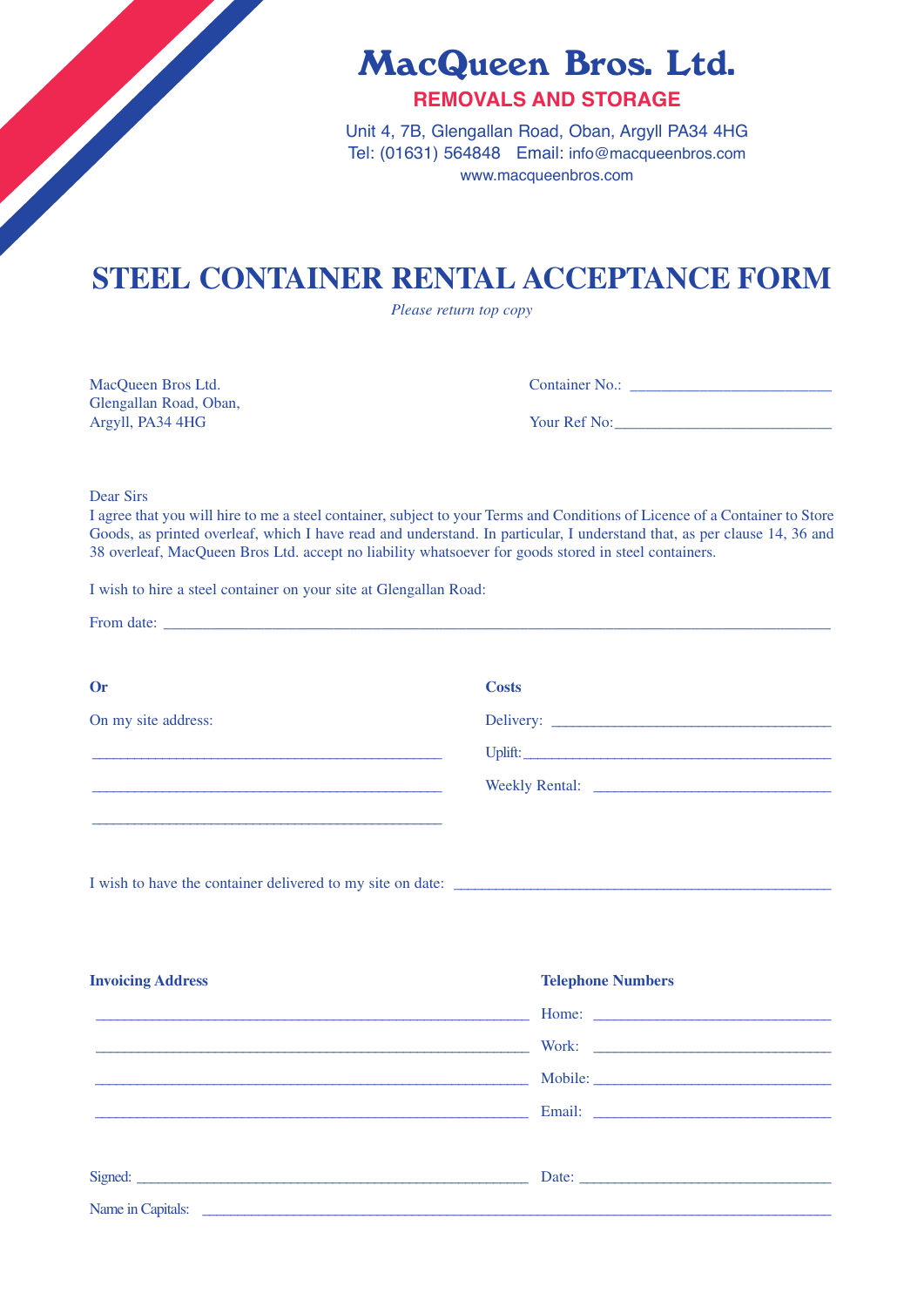# MacQueen Bros. Ltd.

**REMOVALS AND STORAGE**

Unit 4, 7B, Glengallan Road, Oban, Argyll PA34 4HG
Tel: (01631) 564848 Email: info@macqueenbros.com
www.macqueenbros.com

## STEEL CONTAINER RENTAL ACCEPTANCE FORM

*Please return top copy*

MacQueen Bros Ltd.
Glengallan Road, Oban,
Argyll, PA34 4HG

Container No.: ___________________________

Your Ref No: ______________________________

Dear Sirs
I agree that you will hire to me a steel container, subject to your Terms and Conditions of Licence of a Container to Store Goods, as printed overleaf, which I have read and understand. In particular, I understand that, as per clause 14, 36 and 38 overleaf, MacQueen Bros Ltd. accept no liability whatsoever for goods stored in steel containers.

I wish to hire a steel container on your site at Glengallan Road:

From date: ___________________________________________________________

**Or**

On my site address:

_______________________________________________

_______________________________________________

_______________________________________________

**Costs**

Delivery: ____________________________________

Uplift: ______________________________________

Weekly Rental: _______________________________

I wish to have the container delivered to my site on date: __________________________________

**Invoicing Address**

__________________________________________________________

__________________________________________________________

__________________________________________________________

__________________________________________________________

**Telephone Numbers**

Home: _______________________________

Work: _______________________________

Mobile: ______________________________

Email: _______________________________

Signed: __________________________________________________ Date: __________________________________

Name in Capitals: ____________________________________________________________________________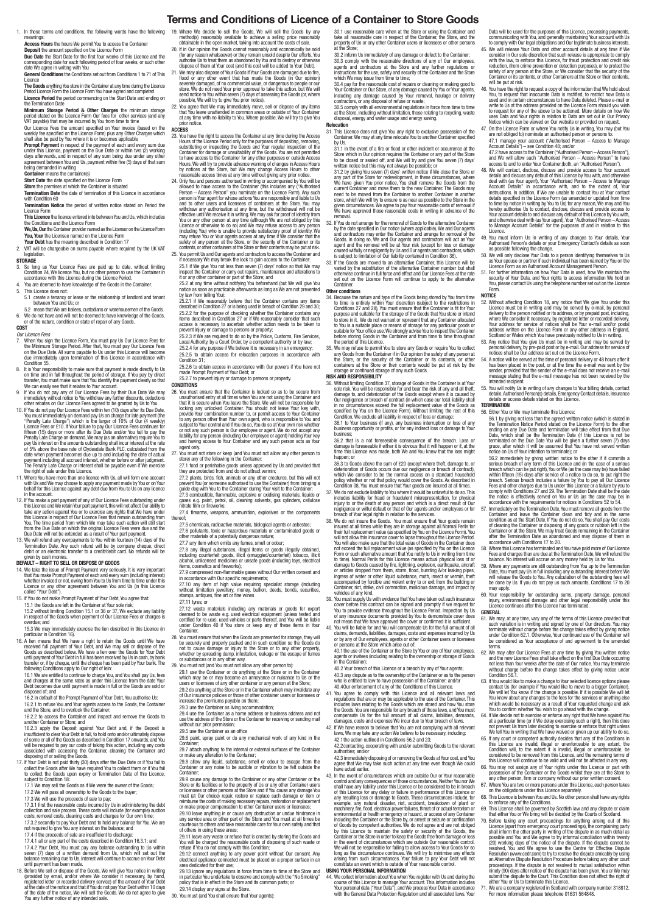# Terms and Conditions of Licence of a Container to Store Goods

1. In these terms and conditions, the following words have the following meanings:

**Access Hours** the hours We permit You to access the Container

**Deposit** the amount specified on the Licence Form

**Due Date** the Start Date for the first four weeks of this Licence and the corresponding date for each following period of four weeks, or such other date We agree in writing with You

**General Conditions** the Conditions set out from Conditions 1 to 71 of This Licence

**The Goods** anything You store in the Container at any time during the Licence Period Licence Form the Licence Form You have signed and completed

**Licence Period** the period commencing on the Start Date and ending on the Termination Date

**Minimum Storage Period & Other Charges** the minimum storage period stated on the Licence Form Our fees for other services (and any VAT payable) that may be incurred by You from time to time

Our Licence Fees the amount specified on Your invoice (based on the weekly fee specified on the Licence Form) plus any Other Charges which shall also be paid by You where it is or becomes applicable

**Prompt Payment** in respect of the payment of each and every sum due under this Licence, payment on the Due Date or within two (2) working days afterwards, and in respect of any sum being due under any other agreement between You and Us, payment within five (5) days of that sum being demanded in writing

**Container** means the container(s)

**Start Date** the date specified on the Licence Form

**Store** the premises at which the Container is situated

**Termination Date** the date of termination of this Licence in accordance with Condition 60

**Termination Notice** the period of written notice stated on Period the Licence Form

**This Licence** the licence entered into between You and Us, which includes the Conditions and the Licence Form

**We, Us, Our** the Container provider named as the Licensor on the Licence Form

**You, Your** the Licensee named on the Licence Form

**Your Debt** has the meaning described in Condition 17

2. VAT will be chargeable on sums payable where required by the UK VAT legislation.

**STORAGE**

3. So long as Your Licence Fees are paid up to date, without limiting Condition 24, We licence You, but no other person to use the Container in accordance with this Licence during the Licence Period.
4. You are deemed to have knowledge of the Goods in the Container.
5. This Licence does not:
   5.1 create a tenancy or lease or the relationship of landlord and tenant between You and Us; or
   5.2 mean that We are bailees, custodians or warehousemen of the Goods.
6. We do not have and will not be deemed to have knowledge of the Goods, or of the nature, condition or state of repair of any Goods.

**COST**

*Our Licence Fees*

7. When You sign the Licence Form, You must pay Us Our Licence Fees for the Minimum Storage Period. After that, You must pay Our Licence Fees on the Due Date. All sums payable to Us under this Licence will become due immediately upon termination of this Licence in accordance with Condition 55.
8. It is Your responsibility to make sure that payment is made directly to Us on time and in full throughout the period of storage. If You pay by direct transfer, You must make sure that You identify the payment clearly so that We can easily see that it relates to Your account.
9. If You do not pay any of Our Licence Fees by their Due Date We may immediately without notice to You withdraw any further discounts, deductions other rebates on Our Licence Fees agreed to be granted by Us to You.
10. If You do not pay Our Licence Fees within ten (10) days after its Due Date, You must immediately on demand pay Us an charge for late payment (the "Penalty Late Charge") which is the larger of 10% of Our (4 weekly) Licence Fees or £10. If Your failure to pay Our Licence Fees continues for fifteen (15) days or more after its Due Date and/or You fail to pay the Penalty Late Charge on demand, We may (as an alternative) require You to pay Us interest on the amounts outstanding shall incur interest at the rate of 5% above the base rate of Clydesdale Bank PLC, calculated from the date when payment becomes due up to and including the date of actual payment including all accrued interest, whether before or after judgment. The Penalty Late Charge or interest shall be payable even if We exercise the right of sale under this Licence.
11. Where You have more than one licence with Us, all will form one account with Us and We may choose to apply any payment made by You or on Your behalf for this Licence against any debt due from You to Us on any licence in the account.
12. If You make a part payment of any of Our Licence Fees outstanding under this Licence and We retain Your part payment, this will not affect Our ability to take any action against You or to exercise any rights that We have under this Licence in respect of Our Licence Fees that remain outstanding from You. The time period from which We may take such action will still start from the Due Date on which the original Licence Fees were due and the Due Date will not be extended as a result of Your part payment.
13. We will refund any overpayments to You within fourteen (14) days of the Termination Date. Any such refund will be by company cheque, direct debit or an electronic transfer to a credit/debit card. No refunds will be given by cash monies.

**DEFAULT – RIGHT TO SELL OR DISPOSE OF GOODS**

14. We take the issue of Prompt Payment very seriously. It is very important that You make Prompt Payment of each and every sum (including interest) whether invoiced or not, owing from You to Us from time to time under this Licence or any other agreement between You and Us (in this Licence called "Your Debt").
15. If You do not make Prompt Payment of Your Debt, You agree that:
   15.1 the Goods are left in the Container at Your sole risk;
   15.2 without limiting Condition 15.1 or 36 or 37, We exclude any liability in respect of the Goods when payment of Our Licence Fees or charges is overdue; and
   15.3 We may immediately exercise the lien described in this Licence (in particular in Condition 16).
16. A lien means that We have a right to retain the Goods until We have received full payment of Your Debt, and We may sell or dispose of the Goods as described below. We have a lien over the Goods for Your Debt until payment of Your Debt in full has been received by Us in cash, by bank transfer or, if by cheque, until the cheque has been paid by Your bank. The following Conditions apply to Our right of lien:
   16.1 We are entitled to continue to charge You, and You shall pay Us, fees and charges at the same rates as under this Licence from the date Your Debt becomes due until payment is made in full or the Goods are sold or disposed of; and
   16.2 in default of the Prompt Payment of Your Debt, You authorise Us:
   16.2.1 to refuse You and Your agents access to the Goods, the Container and the Store, and to overlock the Container;
   16.2.2 to access the Container and inspect and remove the Goods to another Container or Store; and
   16.2.3 apply the Deposit against Your Debt and, if the Deposit is insufficient to clear Your Debt in full, to hold onto and/or ultimately dispose of some or all of the Goods as described in Condition 17 onwards, and You will be required to pay our costs of taking this action, including any costs associated with accessing the Container, cleaning the Container and disposing of or selling the Goods.
17. If Your Debt is not paid thirty (30) days after the Due Date or if You fail to collect the Goods after We have required You to collect them or if You fail to collect the Goods upon expiry or Termination Date of this Licence, subject to Condition 18:
   17.1 We may sell the Goods as if We were the owner of the Goods;
   17.2 We will pass all ownership to the Goods to the buyer;
   17.3 We will use the proceeds of sale to pay:
   17.3.1 first the reasonable costs incurred by Us in administering the debt collection and sale process. These costs will include (for example) auction costs, removal costs, cleaning costs and charges for Our own time;
   17.3.2 secondly to pay Your Debt and to hold any balance for You. We are not required to give You any interest on the balance; and
   17.4 if the proceeds of sale are insufficient to discharge:
   17.4.1 all or any part of the costs described in Condition 16.3.1; and
   17.4.2 Your Debt, You must pay any balance outstanding to Us within seven (7) days of a written demand from Us, which will set out the balance remaining due to Us. Interest will continue to accrue on Your Debt until payment has been made.
18. Before We sell or dispose of the Goods, We will give You notice in writing (provided by email, and/or where We consider it necessary, by hand, registered letter or recorded delivery service) of the amount of Your Debt at the date of the notice and that if You do not pay Your Debt within 10 days of the date of the notice, We will sell the Goods. We do not agree to give You any further notice of any intended sale.
19. Where We decide to sell the Goods, We will sell the Goods by any method(s) reasonably available to achieve a selling price reasonably obtainable in the open market, taking into account the costs of sale.
20. If in Our opinion the Goods cannot reasonably and economically be sold (for any reason whatsoever) or they remain unsold despite Our efforts, You authorise Us to treat them as abandoned by You and to destroy or otherwise dispose of them at Your cost (and this cost will be added to Your Debt).
21. We may also dispose of Your Goods if Your Goods are damaged due to fire, flood or any other event that has made the Goods (in Our opinion) severely damaged, of no commercial value, or dangerous to people or our store. We do not need Your prior approval to take this action, but We will send notice to You within seven (7) days of assessing the Goods (or, where possible, We will try to give You prior notice).
22. You agree that We may immediately move, sell or dispose of any items that You leave unattended in common areas or outside of Your Container at any time with no liability to You. Where possible, We will try to give You prior notice.

**ACCESS**

23. You have the right to access the Container at any time during the Access Hours of the Licence Period only for the purposes of depositing, removing, substituting or inspecting the Goods and Your regular inspection of the Container for damage or unsuitability of the Goods. You are not permitted to have access to the Container for any other purposes or outside Access Hours. We will try to provide advance warning of changes in Access Hours by notices at the Store, but We may change Access Hours to other reasonable access times at any time without giving any prior notice.
24. Only You and persons authorised in writing or accompanied by You will be allowed to have access to the Container (this includes any "Authorised Person – Access Person" you nominate on the Licence Form). Any such person is Your agent for whose actions You are responsible and liable to Us and to other users and licensees of containers at the Store. You may withdraw any authorisation at any time, but the withdrawal will not be effective until We receive it in writing. We may ask for proof of identity from You or any other person at any time (although We are not obliged by this Licence or otherwise to do so) and We may refuse access to any person (including You) who is unable to provide satisfactory proof of identity. We may refuse You or Your agents access at any time if We consider that the safety of any person at the Store, or the security of the Container or its contents, or other containers at the Store or their contents may be put at risk.
25. You permit Us and Our agents and contractors to access the Container and if necessary We may break the lock to gain access to the Container:
   25.1 if We give You not less than seven (7) days' notice so that We may inspect the Container or carry out repairs, maintenance and alterations to it or any other container or part of the Store; and
   25.2 at any time without notifying You beforehand (but We will give You notice as soon as practicable afterwards as long as We are not prevented by law from telling You):
   25.2.1 if We reasonably believe that the Container contains any items described in Condition 27 or is being used in breach of Condition 29 and 30;
   25.2.2 for the purpose of checking whether the Container contains any items described in Condition 27 if We reasonably consider that such access is necessary to ascertain whether action needs to be taken to prevent injury or damage to persons or property;
   25.2.3 if We are required to do so by the Police, Customs, Fire Services, Local Authority, by a Court Order, by a competent authority or by law;
   25.2.4 for any purpose if We believe it is necessary in an emergency;
   25.2.5 to obtain access for relocation purposes in accordance with Condition 31;
   25.2.6 to obtain access in accordance with Our powers if You have not made Prompt Payment of Your Debt; or
   25.2.7 to prevent injury or damage to persons or property.

**CONDITIONS**

26. You must ensure that the Container is locked so as to be secure from unauthorised entry at all times when You are not using the Container and that it is secure when You leave the Store. We will not be responsible for locking any unlocked Container. You should not leave Your key with, provide Your combination number to, or permit access to Your Container to any person other than Your own agent, who is responsible to You and subject to Your control and if You do so, You do so at Your own risk whether or not any such person is Your employee or agent. We do not accept any liability for any person (including Our employee or agent) holding Your key and having access to Your Container and any such person acts as Your agent only.
27. You must not store or keep (and You must not allow any other person to store) any of the following in the Container:
   27.1 food or perishable goods unless approved by Us and provided that they are protected from and do not attract vermin;
   27.2 plants, birds, fish, animals or any other creatures, but this will not prevent You (or someone authorised to use the Container) from bringing a guide dog with You to the Container during Your visit to the Container;
   27.3 combustible, flammable, explosive or oxidising materials, liquids or gases e.g. paint, petrol, oil, cleaning solvents, gas cylinders, cellulose nitrate film or fireworks;
   27.4 firearms, weapons, ammunition, explosives or the components thereof;
   27.5 chemicals, radioactive materials, biological agents or asbestos;
   27.6 pollutants, toxic or hazardous materials or contaminated goods or other materials of a potentially dangerous nature;
   27.7 any item which emits any fumes, smell or odour;
   27.8 any illegal substances, illegal items or goods illegally obtained, including counterfeit goods, illicit (smuggled/counterfeit) tobacco, illicit alcohol, unlicensed medicines or unsafe goods (including toys, electrical items, cosmetics and fireworks);
   27.9 compressed non-flammable gases without Our written consent and in accordance with Our specific requirements;
   27.10 any item of high value requiring specialist storage (including without limitation jewellery, money, bullion, deeds, bonds, securities, stamps, antiques, fine art or fine wines
   27.11 tyres; or
   27.12 waste materials including any materials or goods for export deemed to be waste e.g. used electrical equipment (unless tested and certified for re-use), used vehicles or parts thereof, and You will be liable under Condition 40 if You store or keep any of these items in Your Container.
28. You must ensure that when the Goods are presented for storage, they will be securely and properly packed and in such condition so the Goods do not to cause damage or injury to the Store or to any other property, whether by spreading damp, infestation, leakage or the escape of fumes or substances or in any other way.
29. You must not (and You must not allow any other person to):
   29.1 use the Container or do anything at the Store or in the Container which may be or may become an annoyance or nuisance to Us or the users or licensees of any other container or any person at the Store;
   29.2 do anything at the Store or in the Container which may invalidate any of Our insurance policies or those of other container users or licensees or increase the premiums payable on them;
   29.3 use the Container as living accommodation;
   29.4 use the Container as a home address or business address and not use the address of the Store or the Container for receiving or sending mail without our prior permission;
   29.5 use the Container as an office
   29.6 paint, spray paint or do any mechanical work of any kind in the Container;
   29.7 attach anything to the internal or external surfaces of the Container or make any alteration to the Container;
   29.8 allow any liquid, substance, smell or odour to escape from the Container or any noise to be audible or vibration to be felt outside the Container;
   29.9 cause any damage to the Container or any other Container or the Store or its facilities or to the property of Us or any other Container users or licensees or other persons at the Store and if You cause any damage You must (at Our choice) repair, restore or replace such damage or item or reimburse the costs of making necessary repairs, restoration or replacement or make proper compensation to other Container users or licensees;
   29.10 leave anything in or cause any obstruction or undue hindrance in any service area or other part of the Store and You must at all times be courteous to others and take reasonable care for Your own safety and that of others in using these areas;
   29.11 leave any waste or refuse that is created by storing the Goods and You will be charged the reasonable costs of disposing of such waste or refuse if You do not comply with this Condition;
   29.12 connect anything to any power point without Our consent. Any electrical appliance connected must be placed on a proper surface in an area dedicated for their use;
   29.13 ignore any regulations in force from time to time at the Store and in particular You undertake to observe and comply with the "No Smoking" policy that is in effect in the Store and its common parts; or
   29.14 display any signs at the Store.
30. You must (and You shall ensure that Your agents):
   30.1 use reasonable care when at the Store or using the Container and take all reasonable care in respect of the Container, the Store, and the property of Us or any other Container users or licensees or other persons at the Store;
   30.2 inform Us immediately of any damage or defect to the Container;
   30.3 comply with the reasonable directions of any of Our employees, agents and contractors at the Store and any further regulations or instructions for the use, safety and security of the Container and the Store which We may issue from time to time;
   30.4 pay for the reasonable cost of repairs or cleaning or making good to Your Container or Our Store, of any damage caused by You or Your agents, including any damage caused by Your removal, haulage or delivery contractors, or any disposal of refuse or waste;
   30.5 comply with all environmental regulations in force from time to time at the Store, including without limitation, those relating to recycling, waste disposal, energy and water usage and energy saving.

**Relocation**

31. This Licence does not give You any right to exclusive possession of the Container. We may at any time relocate You to another Container specified by Us.
   31.1 in the event of a fire or flood or other incident or occurrence at the Store which in Our opinion requires the Container or any part of the Store to be closed or sealed off, and We will try and give You seven (7) days' written notice but this may not always be possible; or
   31.2 by giving You seven (7) days' written notice if We close the Store or any part of the Store for redevelopment, in these circumstances, where We have given You prior notice, You shall remove the Goods from the current Container and move them to the new Container. The Goods may need to be moved from the Container to another Container in another store, which We will try to ensure is as near as possible to the Store in the given circumstances. We agree to pay Your reasonable costs of removal if We have approved those reasonable costs in writing in advance of the removal.
32. If You do not arrange for the removal of Goods to the alternative Container by the date specified in Our notice (where applicable), We and Our agents and contractors may enter the Container and arrange for removal of the Goods. In doing so, We and Our agents and contractors will act as Your agent and the removal will be at Your risk (except for loss or damage caused wilfully or negligently by Us and Our agents and contractors, which is subject to limitation of Our liability contained in Condition 36).
33. If the Goods are moved to an alternative Container, this Licence will be varied by the substitution of the alternative Container number but shall otherwise continue in full force and effect and Our Licence Fees at the rate set out on the Licence Form will continue to apply to the alternative Container.

**Other conditions**

34. Because the nature and type of the Goods being stored by You from time to time is entirely within Your discretion (subject to the restrictions in Conditions 27 and 28), You must ensure that the Container is fit for Your purpose and suitable for the storage of the Goods that You store or intend to store in it. We do not warrant or represent that any Container allocated to You is a suitable place or means of storage for any particular goods or suitable for Your office use. We strongly advise You to inspect the Container before storing Goods in the Container and from time to time throughout the period of this Licence.
35. We may refuse to permit You to store any Goods or require You to collect any Goods from the Container if in Our opinion the safety of any person at the Store, or the security of the Container or its contents, or other containers at the Store or their contents would be put at risk by the storage or continued storage of any such Goods.

**RISK AND RESPONSIBILITY**

36. Without limiting Condition 37, storage of Goods in the Container is at Your sole risk. You will be responsible for and bear the risk of any and all theft, damage to, and deterioration of the Goods except where it is caused by Our negligence or breach of contract (in which case our total liability shall in no circumstances exceed the full replacement value of the Goods as specified by You on the Licence Form). Without limiting the rest of this Condition, We exclude all liability in respect of loss or damage:
   36.1 to Your business (if any), any business interruption or loss of any business opportunity or profits, or for any indirect loss or damage to Your business;
   36.2 that is a not foreseeable consequence of the breach. Loss or damage is foreseeable if either it is obvious that it will happen or if, at the time this Licence was made, both We and You knew that the loss might happen; or
   36.3 to Goods above the sum of £20 (except where theft, damage to, or deterioration of Goods occurs due our negligence or breach of contract), which We consider to be the normal excess on a standard household policy whether or not that policy would cover the Goods. As described in Condition 38, You must ensure that Your goods are insured at all times.
37. We do not exclude liability to You where it is unlawful to do so. This includes liability for fraud or fraudulent misrepresentation, for physical injury to or the death of any person and which is a direct result of Our negligence or wilful default or that of Our agents and/or employees or for breach of Your legal rights in relation to the services.
38. We do not insure the Goods. You must ensure that Your goods remain insured at all times while they are in storage against all Normal Perils for their full replacement value (as specified by You on the Licence Form). You will not allow this insurance cover to lapse throughout the Licence Period. You will also make sure that the total value of Goods in the Container does not exceed the full replacement value (as specified by You on the Licence Form or such alternative amount that You notify to Us in writing from time to time). Normal Perils for this Licence means accidental physical loss of or damage to Goods caused by fire, lightning, explosion, earthquake, aircraft or articles dropped from them, storm, flood, bursting &/or leaking pipes, ingress of water or other liquid substance, moth, insect or vermin, theft accompanied by forcible and violent entry to or exit from the building or Container, riot, strike, civil commotion, malicious damage, and impact by vehicles of any kind.
39. You must supply Us with evidence that You have taken out such insurance cover before this contract can be signed and promptly if we request for You to provide evidence throughout the Licence Period. Inspection by Us of any insurance documents provided by You to demonstrate cover does not mean that We have approved the cover or confirmed it is sufficient.
40. You will be liable for and You will compensate Us for the full amount of all claims, demands, liabilities, damages, costs and expenses incurred by Us or by any of Our employees, agents or other Container users or licensees or persons at the Store which arise out of:
   40.1 the use of the Container or the Store by You or any of Your employees, agents or invitees (including relating to the ownership or storage of Goods in the Container);
   40.2 Your breach of this Licence or a breach by any of Your agents;
   40.3 any dispute as to the ownership of the Container or as to the person who is entitled to have possession of the Container; and/or
   40.4 Our enforcement of any of the Conditions of this Licence.
41. You agree to comply with this Licence and all relevant laws and regulations that are or may be applicable to the use of the Container. This includes laws relating to the Goods which are stored and how You store the Goods. You are responsible for any breach of those laws, and You must compensate Us for the full amount of all claims, liabilities, demands, damages, costs and expenses We incur due to Your breach of laws.
42. If We have reason to believe that You are not complying with all relevant laws, We may take any action We believe to be necessary, including:
   42.1 the action outlined in Conditions 56.2 and 23;
   42.2 contacting, cooperating with and/or submitting Goods to the relevant authorities; and/or
   42.3 immediately disposing of or removing the Goods at Your cost, and You agree that We may take such action at any time even though We could have acted earlier.
43. In the event of circumstances which are outside Our or Your reasonable control and any consequences of those circumstances, Neither You nor We shall have any liability under this Licence or be considered to be in breach of this Licence for any delay or failure in performance of this Licence or any resulting loss or damage to Goods. These circumstances include, for example, any natural disaster, riot, accident, breakdown of plant or machinery, fire, flood, electrical power failures, threat of or actual terrorism or environmental or health emergency or hazard, or access of any Container including the Container or the Store by, or arrest or seizure or confiscation of Goods by competent authorities. We do not agree and are not obliged by this Licence to maintain the safety or security of the Goods, the Container or the Store in order to keep the Goods free from damage or loss in the event of circumstances which are outside Our reasonable control. We will not be responsible for failing to allow access to Your Goods for so long as the circumstance continues. We will try to minimise any effects arising from such circumstances. Your failure to pay Your Debt will not constitute an event which is outside of Your reasonable control.

**USING YOUR PERSONAL INFORMATION**

44. We collect information about You when You register with Us and during the course of this Licence to manage Your account. This information includes Your personal data ("Your Data"), and We process Your Data in accordance with the General Data Protection Regulation and all associated laws. Your Data will be used for the purposes of this Licence, processing payments, communicating with You, and generally maintaining Your account with Us to comply with Our legal obligations and Our legitimate business interests.
45. We will release Your Data and other account details at any time if We consider in Our sole discretion that such release is appropriate to comply with the law, to enforce this Licence, for fraud protection and credit risk reduction, (from crime prevention or detection purposes), or to protect the safety of any person at the Store, or We consider that the security of the Container or its contents, or other Containers at the Store or their contents, will be put at risk.
46. You have the right to request a copy of the information that We hold about You, to request that inaccurate Data is rectified, to restrict how Data is used and in certain circumstances to have Data deleted. Please e-mail or write to Us at the address provided on the Licence Form should you wish to request for any of the above to be actioned. More details on how We uses Data and Your rights in relation to Data are set out in Our Privacy Notice which can be viewed on Our website or provided on request.
47. On the Licence Form or where You notify Us in writing, You may (but You are not obliged to) nominate an authorised person or persons to:
   47.1 manage your account ("Authorised Person – Access to Manage Account Details") – see Condition 48; and/or
   47.2 have access to the Container ("Authorised Person – Access Person"), and We will allow such "Authorised Person – Access Person" to have access to and to enter Your Container,(both, an "Authorised Person").
48. We will contact, disclose, discuss and provide access to Your account details and discuss any default of this Licence by You with, and otherwise deal with (as Your agent), Your "Authorised Person – Access to Manage Account Details" in accordance with, and to the extent of, Your instructions. In addition, if We are unable to contact You at Your contact details specified in the Licence Form (as amended or updated from time to time by notice in writing by You to Us) for any reason, You and We hereby authorise Us to contact, disclose, discuss and provide access to Your account details to and discuss any default of this Licence by You with, and otherwise deal with (as Your agent), Your "Authorised Person – Access to Manage Account Details" for the purposes of and in relation to this Licence.
49. You must inform Us in writing of any changes to Your details, Your Authorised Person's details or Your Emergency Contact's details as soon as possible following the change.
50. We will only disclose Your Data to a person identifying themselves to Us as Your spouse or partner if such individual has been named by You on the Licence Form as an Authorised Account Management Person.
51. For further information on how Your Data is used, how We maintain the security of Your Data, and Your rights to access information We hold on You, please contact Us using the telephone number set out on the Licence Form.

**NOTICE**

52. Without affecting Condition 18, any notice that We give You under this Licence must be in writing and may be served by e-mail, by personal delivery to the person notified or its address, or by prepaid post, including, where We consider it necessary, by registered letter or recorded delivery. Your address for service of notices shall be Your e-mail and/or postal address written on the Licence Form or any other address in England, Scotland or Wales which You have previously notified to Us in writing.
53. Any notice that You give Us must be in writing and may be served by personal delivery, by pre-paid post or by e-mail. Our address for service of notices shall be Our address set out on the Licence Form.
54. A notice will be served at the time of personal delivery or 48 hours after it has been placed in the post, or at the time the e-mail was sent by the sender, provided that the sender of the e-mail does not receive an e-mail message stating that the e-mail message has not been received by the intended recipient.
55. You will notify Us in writing of any changes to Your billing details, contact details, Authorised Person(s) details, Emergency Contact details, insurance details or access details stated on this Licence.

**TERMINATION**

56. Either You or We may terminate this Licence:
   56.1 by giving not less than the agreed written notice (which is stated in the Termination Notice Period stated on the Licence Form) to the other ending on any Due Date and termination will take effect from that Due Date, which shall be the Termination Date (if this Licence is not be terminated on the Due Date You will be given a further seven (7) days grace, after which it will be assumed that You have not served written notice on Us of Your intention to terminate); or
   56.2 immediately by giving written notice to the other if it commits a serious breach of any term of this Licence and (in the case of a serious breach which can be put right), You or We (as the case may be) have failed within fifteen (15) days after service of a notice to do so, to put right the breach. Serious breach includes a failure by You to pay all Our Licence Fees and other charges due to Us under this Licence or a failure by you to comply with Conditions 27 and 29. The Termination Date shall be the date the notice is effectively served on You or Us (as the case may be) in accordance with the requirements for notices in Conditions 52 to 54.
57. Immediately on the Termination Date, You must remove all goods from the Container and leave the Container clean and tidy and in the same condition as at the Start Date. If You do not do so, You shall pay Our costs of cleaning the Container or disposing of any goods or rubbish left in the Container or at the Store. We may treat Goods remaining in the Container after the Termination Date as abandoned and may dispose of them in accordance with Conditions 17 to 20.
58. Where this Licence has terminated and You have paid more of Our Licence Fees and charges than are due at the Termination Date, We will refund the balance. No interest will accrue on any money held by Us for You.
59. Where any payments are still outstanding from You up to the Termination Date, You must pay Us in full including any outstanding interest before We will release the Goods to You. Any calculation of the outstanding fees will be done by Us. If you do not pay us such amounts, Conditions 17 to 20 may apply.
60. Our responsibility for outstanding sums, property damage, personal injury, environmental damage and other legal responsibility under this Licence continues after this Licence has terminated.

**GENERAL**

61. We may, at any time, vary any of the terms of this Licence provided that such variation is in writing and signed by one of Our directors. You may terminate without charge before the change takes effect by giving notice under Condition 62.1. Otherwise, Your continued use of the Container will be considered as Your acceptance of and agreement to the amended terms.
62. We may alter Our Licence Fees at any time by giving You written notice and the new Licence Fees shall take effect on the first Due Date occurring not less than four weeks after the date of Our notice. You may terminate without charge before the change takes effect by giving notice under Condition 56.1.
63. If You would like to make a change to Your selected licence options please contact Us (for example if You would like to move to a bigger Container). We will let You know if the change is possible. If it is possible We will let You know about any changes to the fees for the services or anything else which would be necessary as a result of Your requested change and ask You to confirm whether You wish to go ahead with the change.
64. If We decide not to exercise or enforce any right that We have against You at a particular time (or if We delay exercising such a right), then this does not prevent Us from later deciding to exercise or enforce that right unless We tell You in writing that We have waived or given up our ability to do so.
65. If any court or competent authority decides that any of the Conditions in this Licence are invalid, illegal or unenforceable to any extent, the Condition will, to the extent it is invalid, illegal or unenforceable, be considered to be removed from this Licence, and the remaining terms of this Licence will continue to be valid and will not be affected in any way.
66. You may not assign any of Your rights under this Licence or part with possession of the Container or the Goods whilst they are at the Store to any other person, firm or company without our prior written consent.
67. Where You are two or more persons under this Licence, each person takes on the obligations under this Licence separately.
68. This Licence is between You and Us. No other person shall have any rights to enforce any of the Conditions.
69. This Licence shall be governed by Scottish law and any dispute or claim that either You or We bring will be decided by the Courts of Scotland.
70. Before taking any court proceedings for anything arising out of this Licence (apart from emergency court proceedings), the complaining party shall inform the other party in writing of the dispute in as much detail as possible and You and We agree to try informal conciliation within twenty (20) working days of the notice of the dispute. If the dispute cannot be resolved, You and We agree to use the Centre for Effective Dispute Resolution (www.cedr.com) to try to resolve the dispute amicably by using an Alternative Dispute Resolution Procedure before taking any other court proceedings. If the dispute is not resolved to mutual satisfaction within ninety (90) days after notice of the dispute has been given, You or We may submit the dispute to the Court. This Condition does not affect the right of either You or Us to terminate this Licence.
71. We are a company registered in Scotland with company number 318812. For more information please telephone 01631 564848.